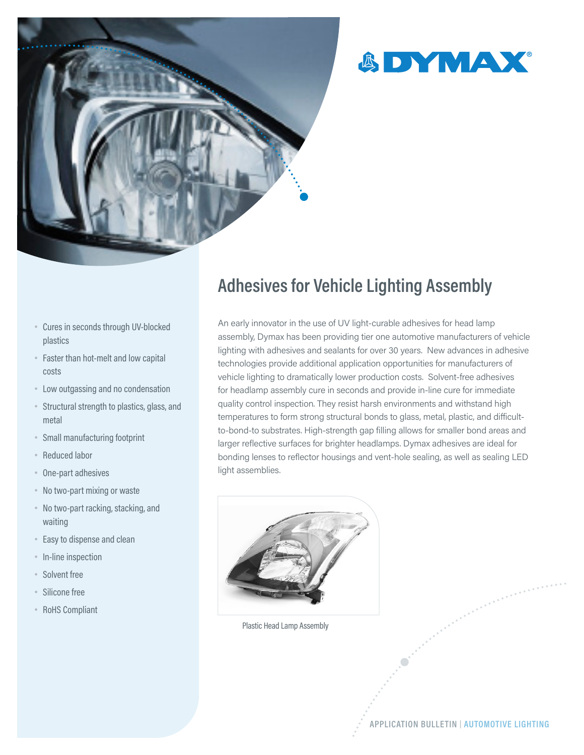DYMAX

# Adhesives for Vehicle Lighting Assembly

- Cures in seconds through UV-blocked plastics
- Faster than hot-melt and low capital costs
- Low outgassing and no condensation
- Structural strength to plastics, glass, and metal
- Small manufacturing footprint
- Reduced labor
- One-part adhesives
- No two-part mixing or waste
- No two-part racking, stacking, and waiting
- Easy to dispense and clean
- In-line inspection
- Solvent free
- Silicone free
- RoHS Compliant

An early innovator in the use of UV light-curable adhesives for head lamp assembly, Dymax has been providing tier one automotive manufacturers of vehicle lighting with adhesives and sealants for over 30 years. New advances in adhesive technologies provide additional application opportunities for manufacturers of vehicle lighting to dramatically lower production costs. Solvent-free adhesives for headlamp assembly cure in seconds and provide in-line cure for immediate quality control inspection. They resist harsh environments and withstand high temperatures to form strong structural bonds to glass, metal, plastic, and difficult-to-bond-to substrates. High-strength gap filling allows for smaller bond areas and larger reflective surfaces for brighter headlamps. Dymax adhesives are ideal for bonding lenses to reflector housings and vent-hole sealing, as well as sealing LED light assemblies.

Plastic Head Lamp Assembly

APPLICATION BULLETIN | AUTOMOTIVE LIGHTING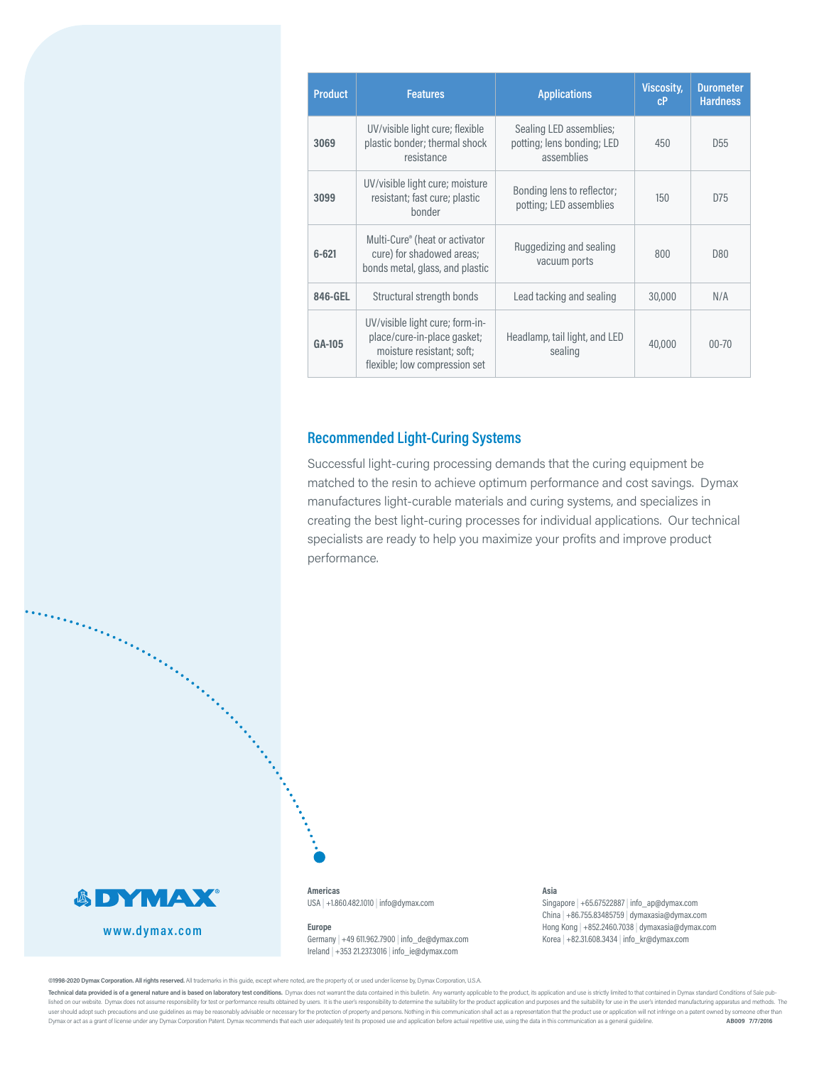| Product | Features | Applications | Viscosity, cP | Durometer Hardness |
|---|---|---|---|---|
| **3069** | UV/visible light cure; flexible plastic bonder; thermal shock resistance | Sealing LED assemblies; potting; lens bonding; LED assemblies | 450 | D55 |
| **3099** | UV/visible light cure; moisture resistant; fast cure; plastic bonder | Bonding lens to reflector; potting; LED assemblies | 150 | D75 |
| **6-621** | Multi-Cure® (heat or activator cure) for shadowed areas; bonds metal, glass, and plastic | Ruggedizing and sealing vacuum ports | 800 | D80 |
| **846-GEL** | Structural strength bonds | Lead tacking and sealing | 30,000 | N/A |
| **GA-105** | UV/visible light cure; form-in-place/cure-in-place gasket; moisture resistant; soft; flexible; low compression set | Headlamp, tail light, and LED sealing | 40,000 | 00-70 |

## Recommended Light-Curing Systems

Successful light-curing processing demands that the curing equipment be matched to the resin to achieve optimum performance and cost savings. Dymax manufactures light-curable materials and curing systems, and specializes in creating the best light-curing processes for individual applications. Our technical specialists are ready to help you maximize your profits and improve product performance.

DYMAX®

www.dymax.com

**Americas**
USA | +1.860.482.1010 | info@dymax.com

**Europe**
Germany | +49 611.962.7900 | info_de@dymax.com
Ireland | +353 21.237.3016 | info_ie@dymax.com

**Asia**
Singapore | +65.67522887 | info_ap@dymax.com
China | +86.755.83485759 | dymaxasia@dymax.com
Hong Kong | +852.2460.7038 | dymaxasia@dymax.com
Korea | +82.31.608.3434 | info_kr@dymax.com

**©1998-2020 Dymax Corporation. All rights reserved.** All trademarks in this guide, except where noted, are the property of, or used under license by, Dymax Corporation, U.S.A.

**Technical data provided is of a general nature and is based on laboratory test conditions.** Dymax does not warrant the data contained in this bulletin. Any warranty applicable to the product, its application and use is strictly limited to that contained in Dymax standard Conditions of Sale published on our website. Dymax does not assume responsibility for test or performance results obtained by users. It is the user's responsibility to determine the suitability for the product application and purposes and the suitability for use in the user's intended manufacturing apparatus and methods. The user should adopt such precautions and use guidelines as may be reasonably advisable or necessary for the protection of property and persons. Nothing in this communication shall act as a representation that the product use or application will not infringe on a patent owned by someone other than Dymax or act as a grant of license under any Dymax Corporation Patent. Dymax recommends that each user adequately test its proposed use and application before actual repetitive use, using the data in this communication as a general guideline. **AB009 7/7/2016**